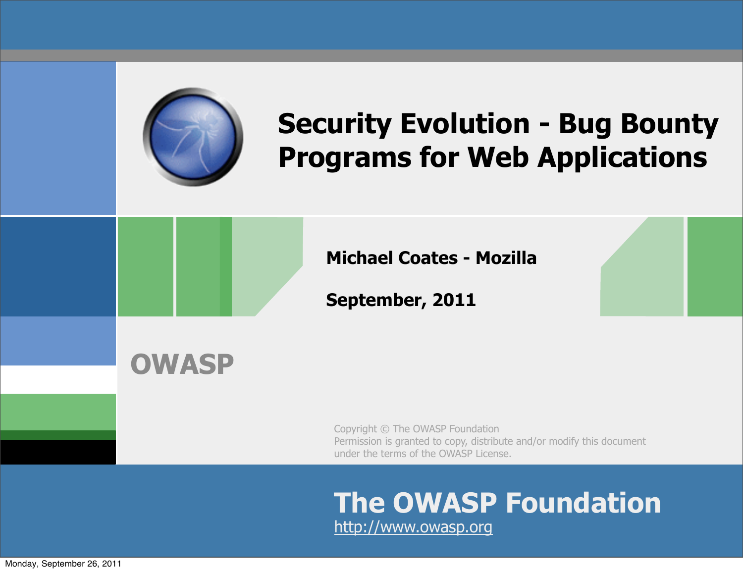# Security Evolution - Bug Bounty Programs for Web Applications

**Michael Coates - Mozilla**

**September, 2011**

**OWASP**

Copyright © The OWASP Foundation
Permission is granted to copy, distribute and/or modify this document under the terms of the OWASP License.

**The OWASP Foundation**
http://www.owasp.org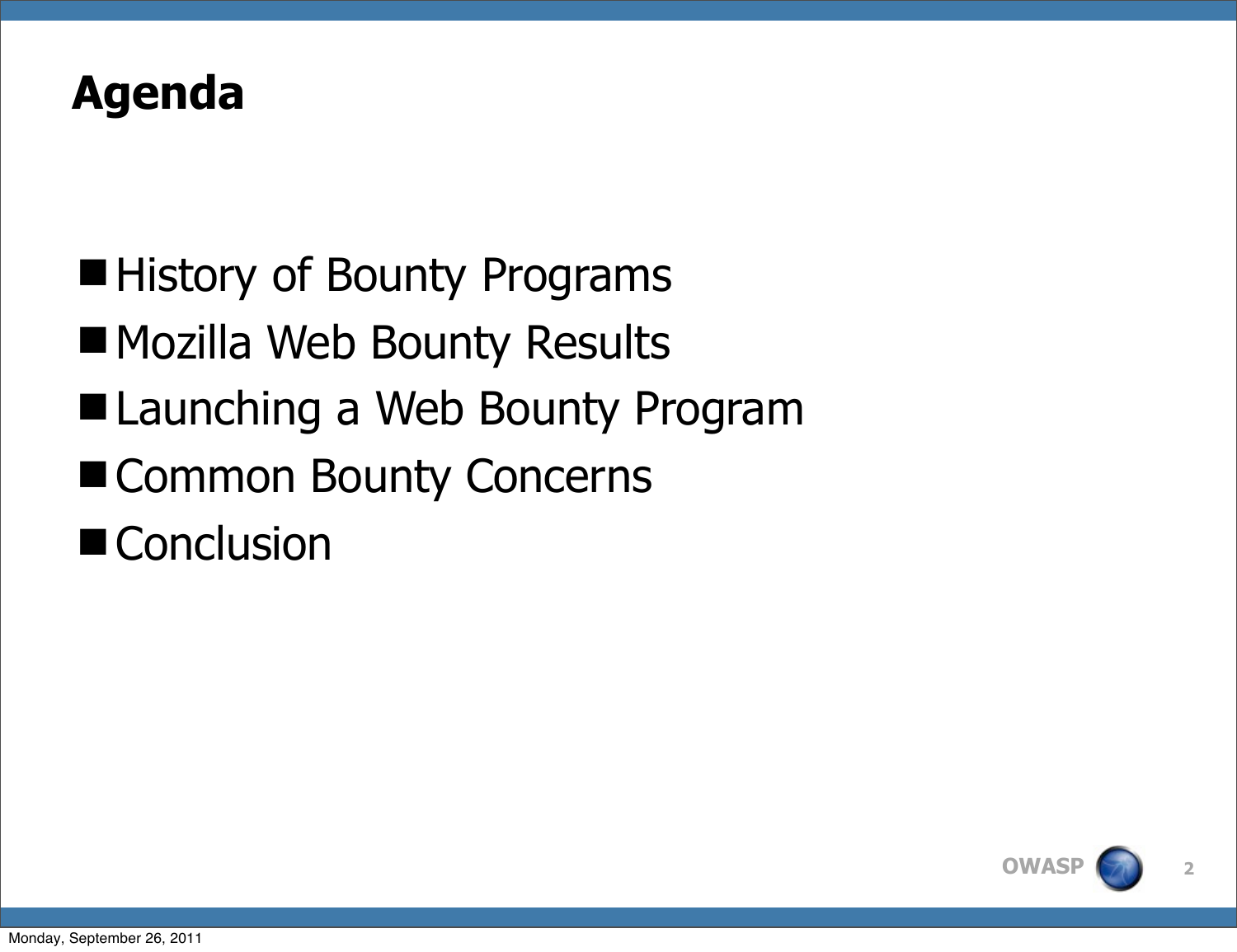# Agenda

- History of Bounty Programs
- Mozilla Web Bounty Results
- Launching a Web Bounty Program
- Common Bounty Concerns
- Conclusion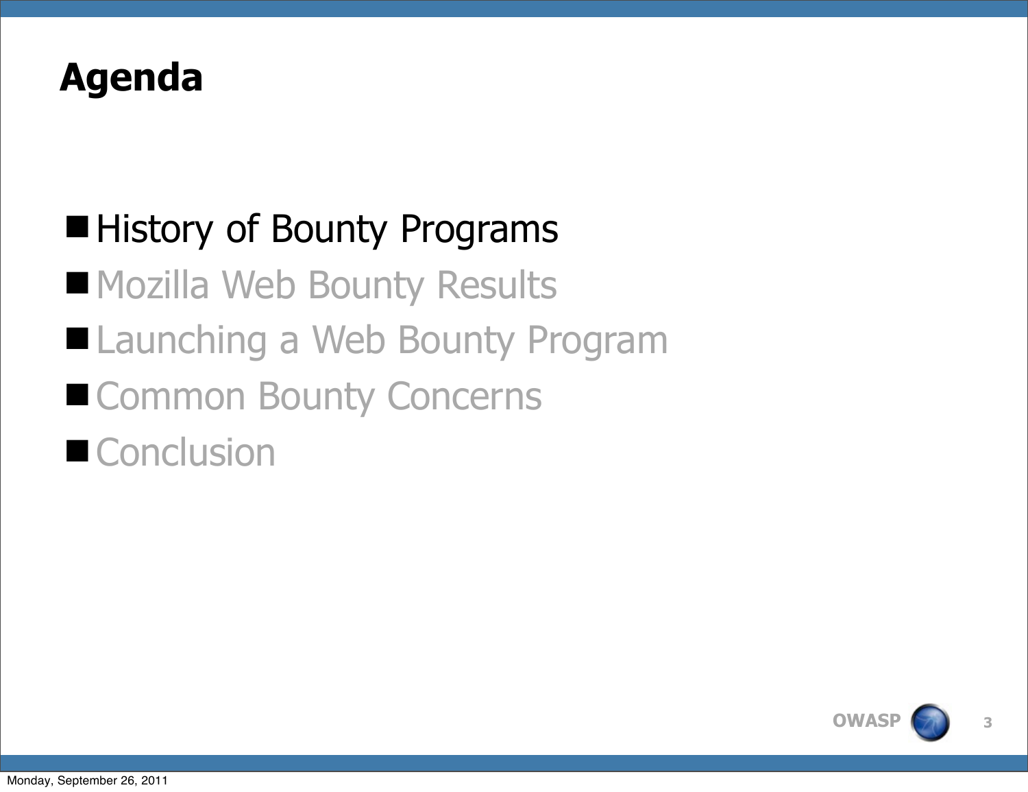# Agenda

- History of Bounty Programs
- Mozilla Web Bounty Results
- Launching a Web Bounty Program
- Common Bounty Concerns
- Conclusion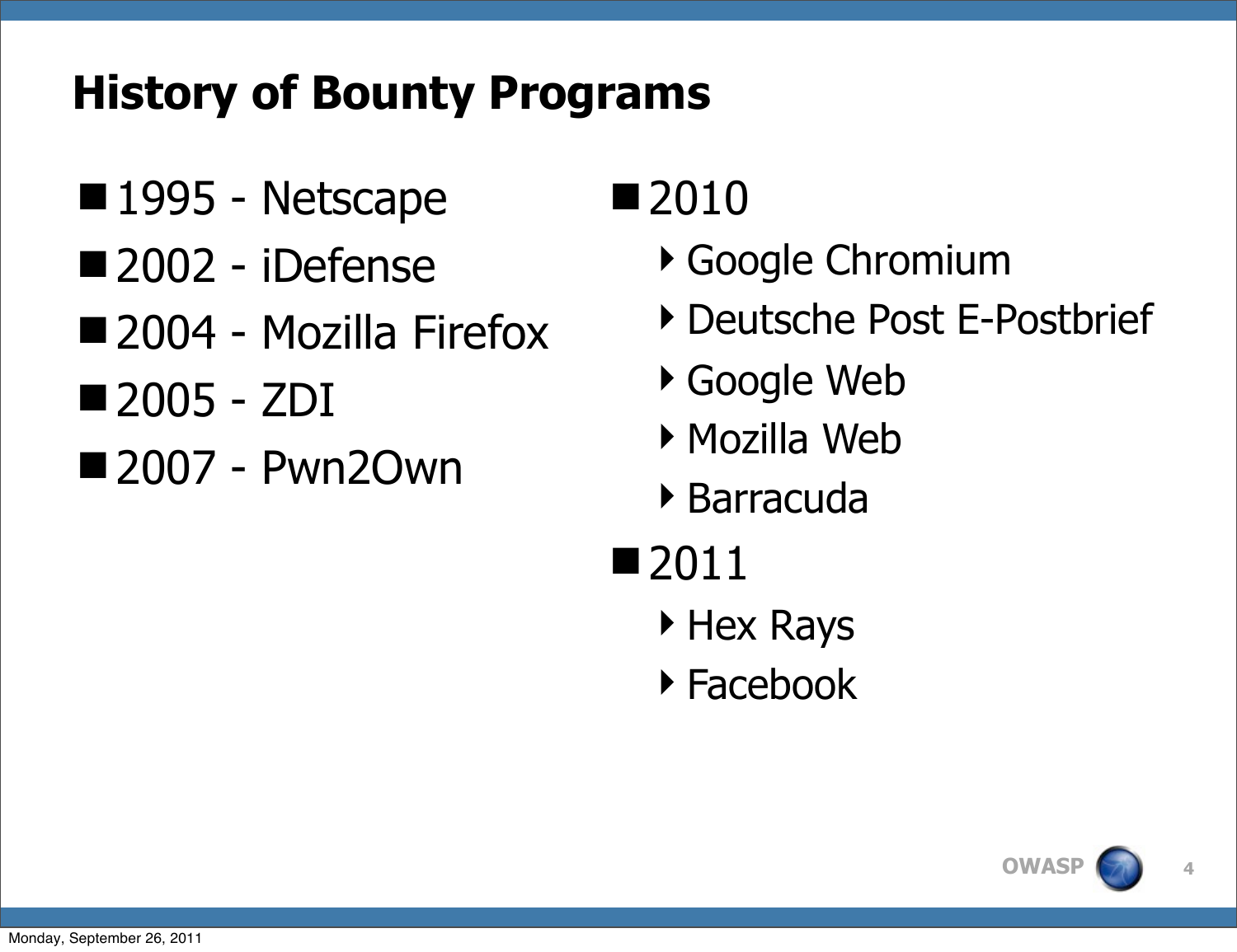## History of Bounty Programs

- 1995 - Netscape
- 2002 - iDefense
- 2004 - Mozilla Firefox
- 2005 - ZDI
- 2007 - Pwn2Own
- 2010
  - Google Chromium
  - Deutsche Post E-Postbrief
  - Google Web
  - Mozilla Web
  - Barracuda
- 2011
  - Hex Rays
  - Facebook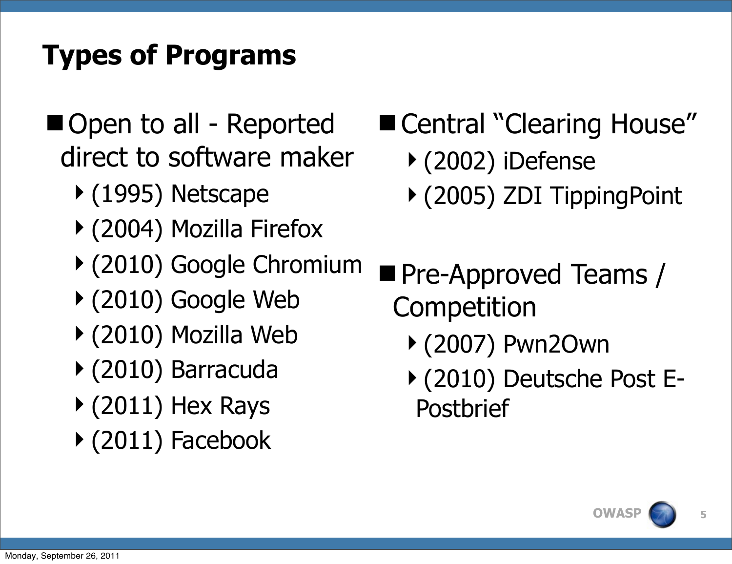# Types of Programs

- Open to all - Reported direct to software maker
  - (1995) Netscape
  - (2004) Mozilla Firefox
  - (2010) Google Chromium
  - (2010) Google Web
  - (2010) Mozilla Web
  - (2010) Barracuda
  - (2011) Hex Rays
  - (2011) Facebook
- Central "Clearing House"
  - (2002) iDefense
  - (2005) ZDI TippingPoint
- Pre-Approved Teams / Competition
  - (2007) Pwn2Own
  - (2010) Deutsche Post E-Postbrief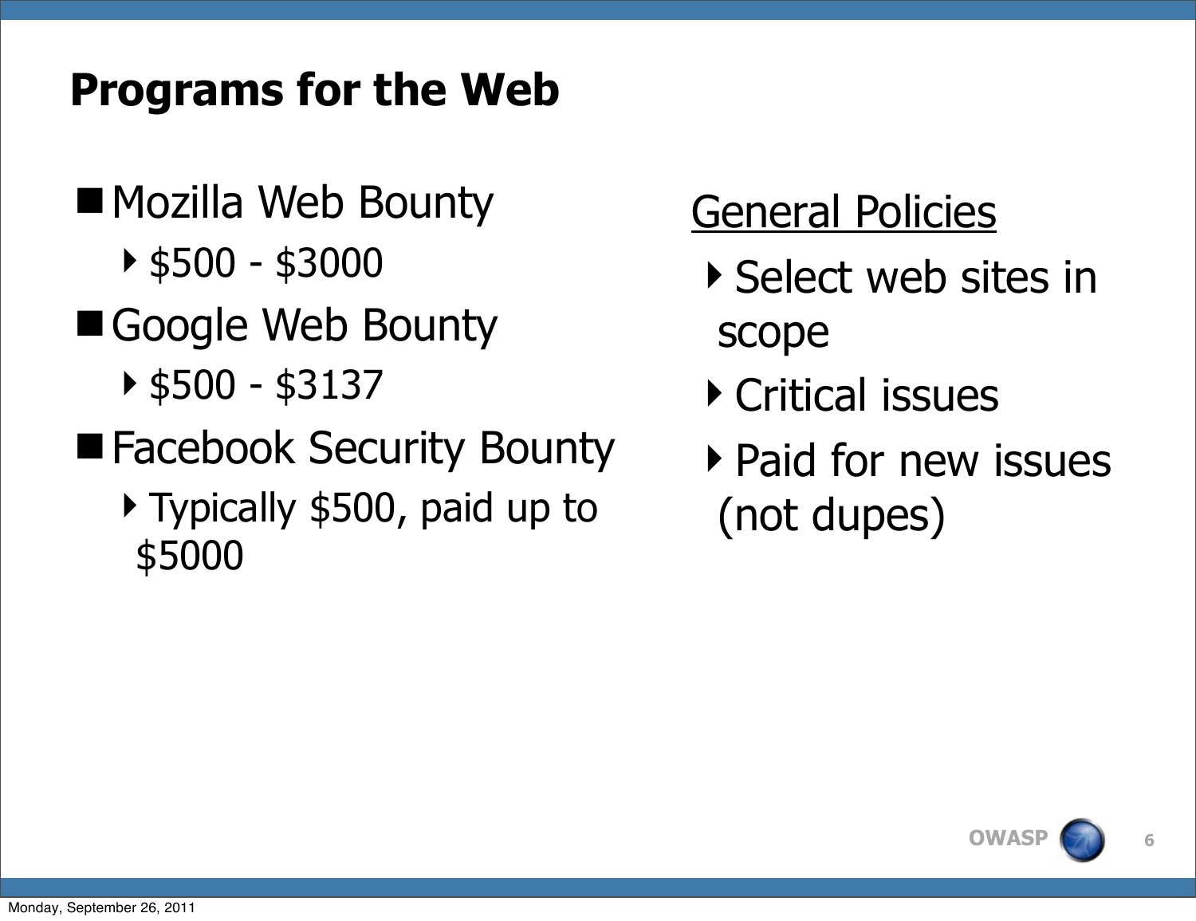# Programs for the Web

- Mozilla Web Bounty
  - $500 - $3000
- Google Web Bounty
  - $500 - $3137
- Facebook Security Bounty
  - Typically $500, paid up to $5000

<u>General Policies</u>

- Select web sites in scope
- Critical issues
- Paid for new issues (not dupes)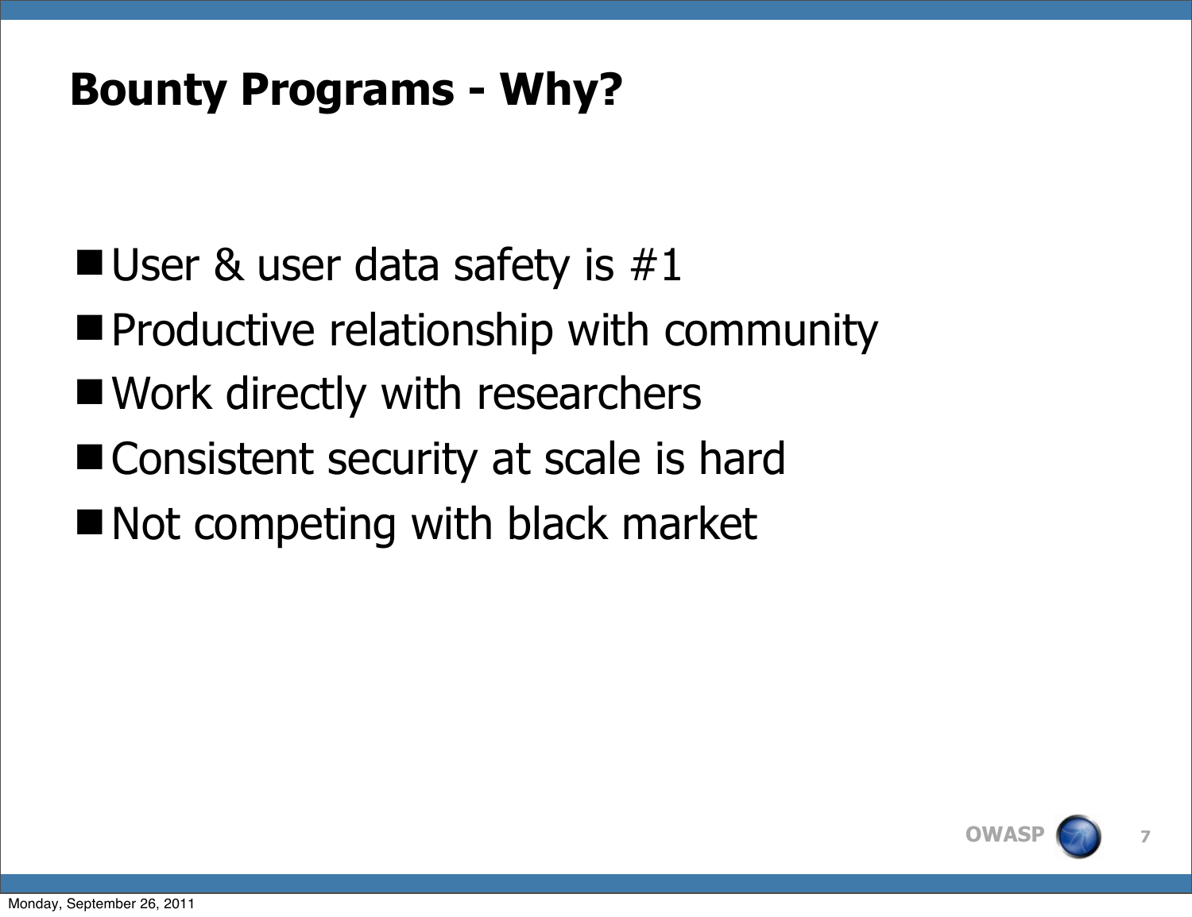# Bounty Programs - Why?

- User & user data safety is #1
- Productive relationship with community
- Work directly with researchers
- Consistent security at scale is hard
- Not competing with black market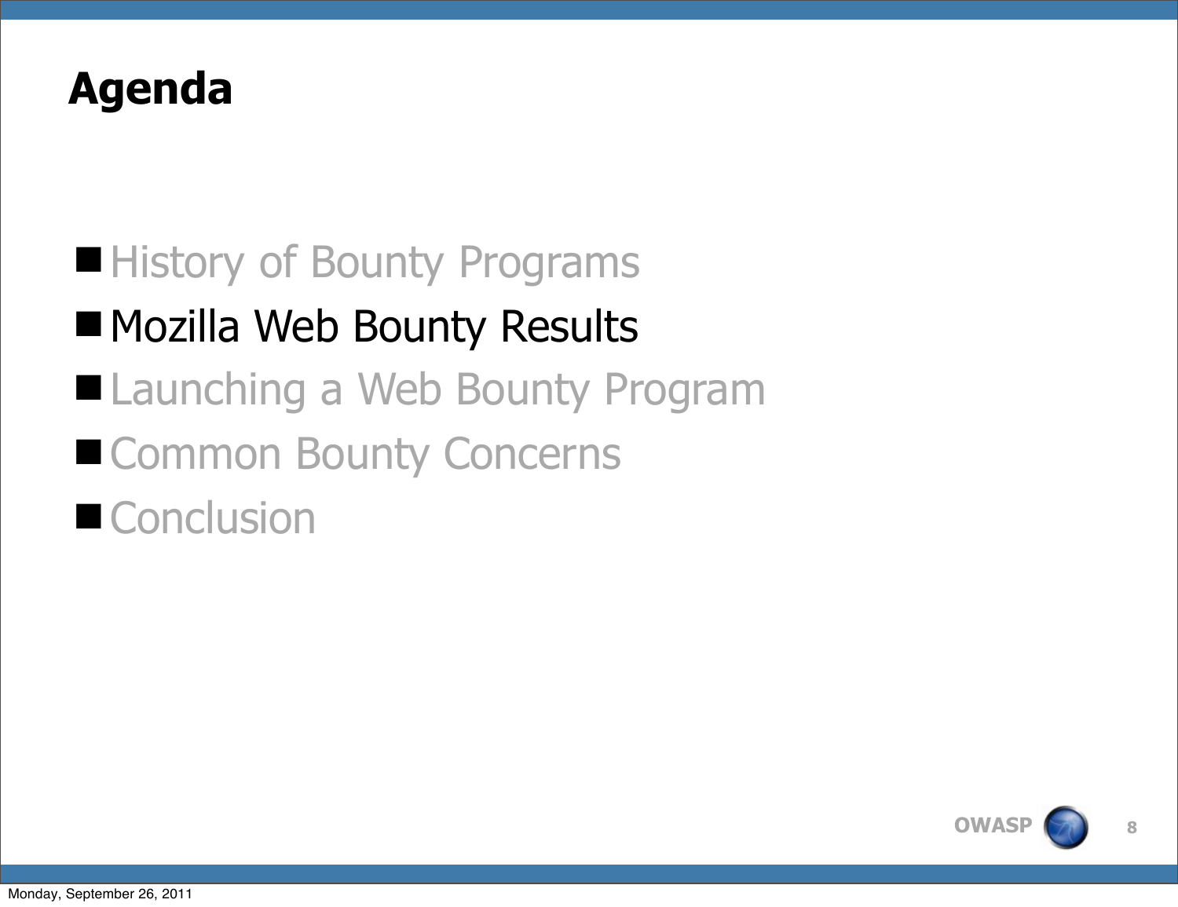# Agenda

- History of Bounty Programs
- Mozilla Web Bounty Results
- Launching a Web Bounty Program
- Common Bounty Concerns
- Conclusion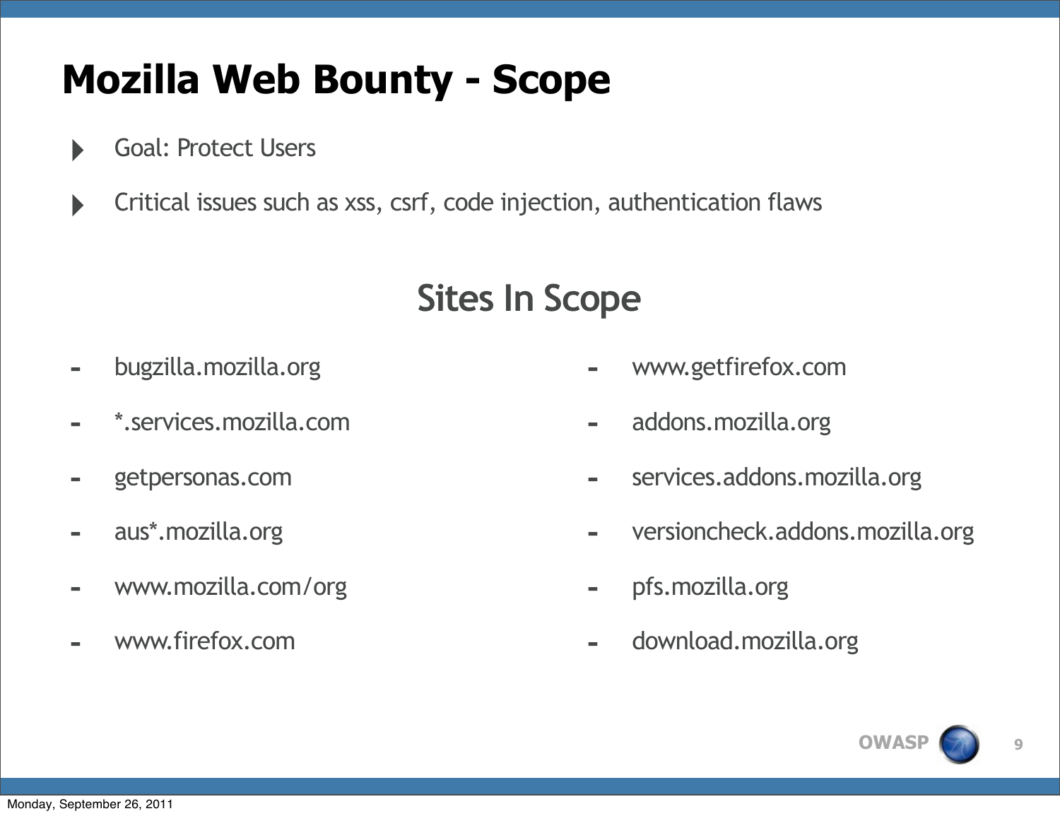# Mozilla Web Bounty - Scope

- Goal: Protect Users
- Critical issues such as xss, csrf, code injection, authentication flaws

## Sites In Scope

- bugzilla.mozilla.org
- *.services.mozilla.com
- getpersonas.com
- aus*.mozilla.org
- www.mozilla.com/org
- www.firefox.com
- www.getfirefox.com
- addons.mozilla.org
- services.addons.mozilla.org
- versioncheck.addons.mozilla.org
- pfs.mozilla.org
- download.mozilla.org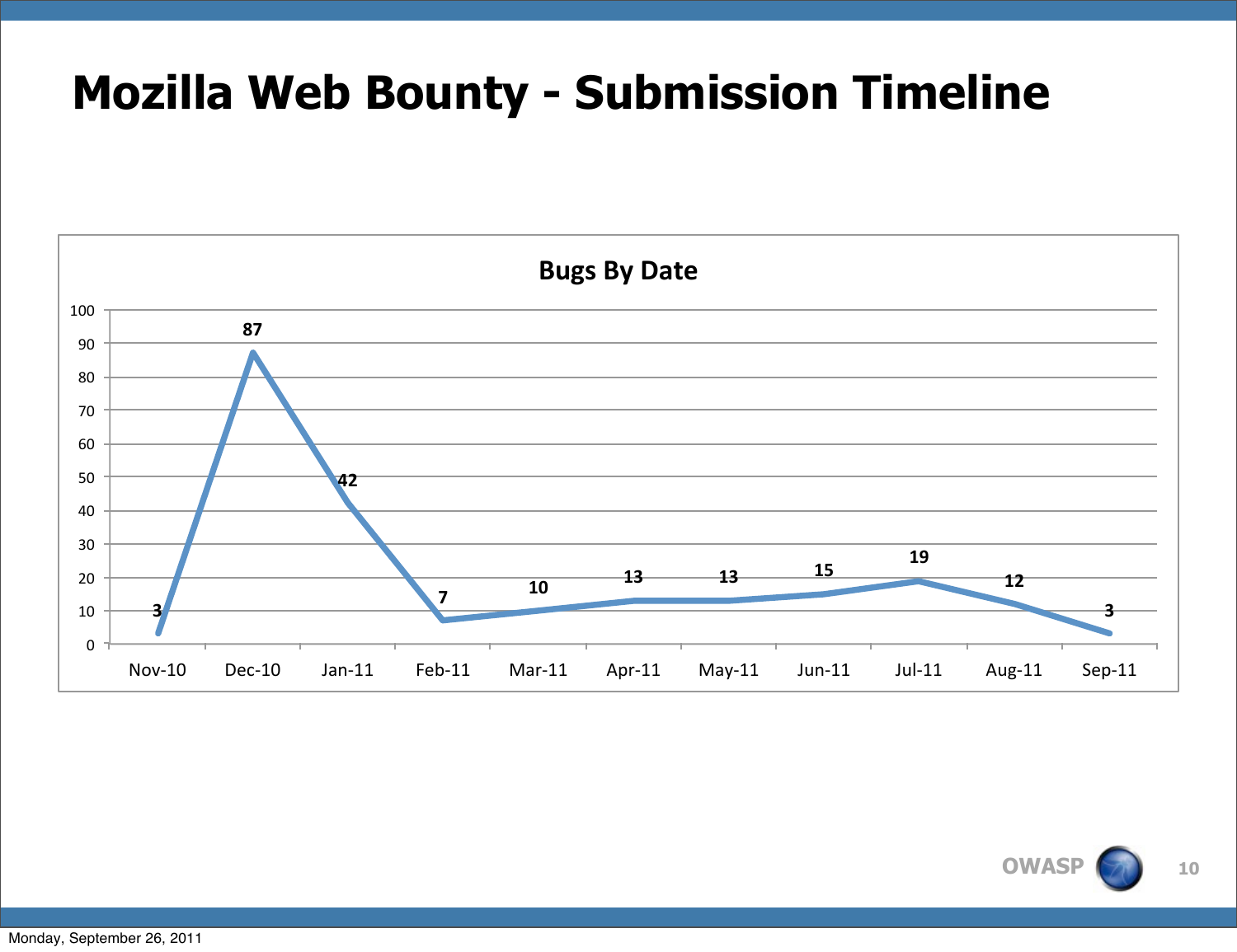# Mozilla Web Bounty - Submission Timeline

**Bugs By Date**

| Month | Bugs |
|---|---|
| Nov-10 | 3 |
| Dec-10 | 87 |
| Jan-11 | 42 |
| Feb-11 | 7 |
| Mar-11 | 10 |
| Apr-11 | 13 |
| May-11 | 13 |
| Jun-11 | 15 |
| Jul-11 | 19 |
| Aug-11 | 12 |
| Sep-11 | 3 |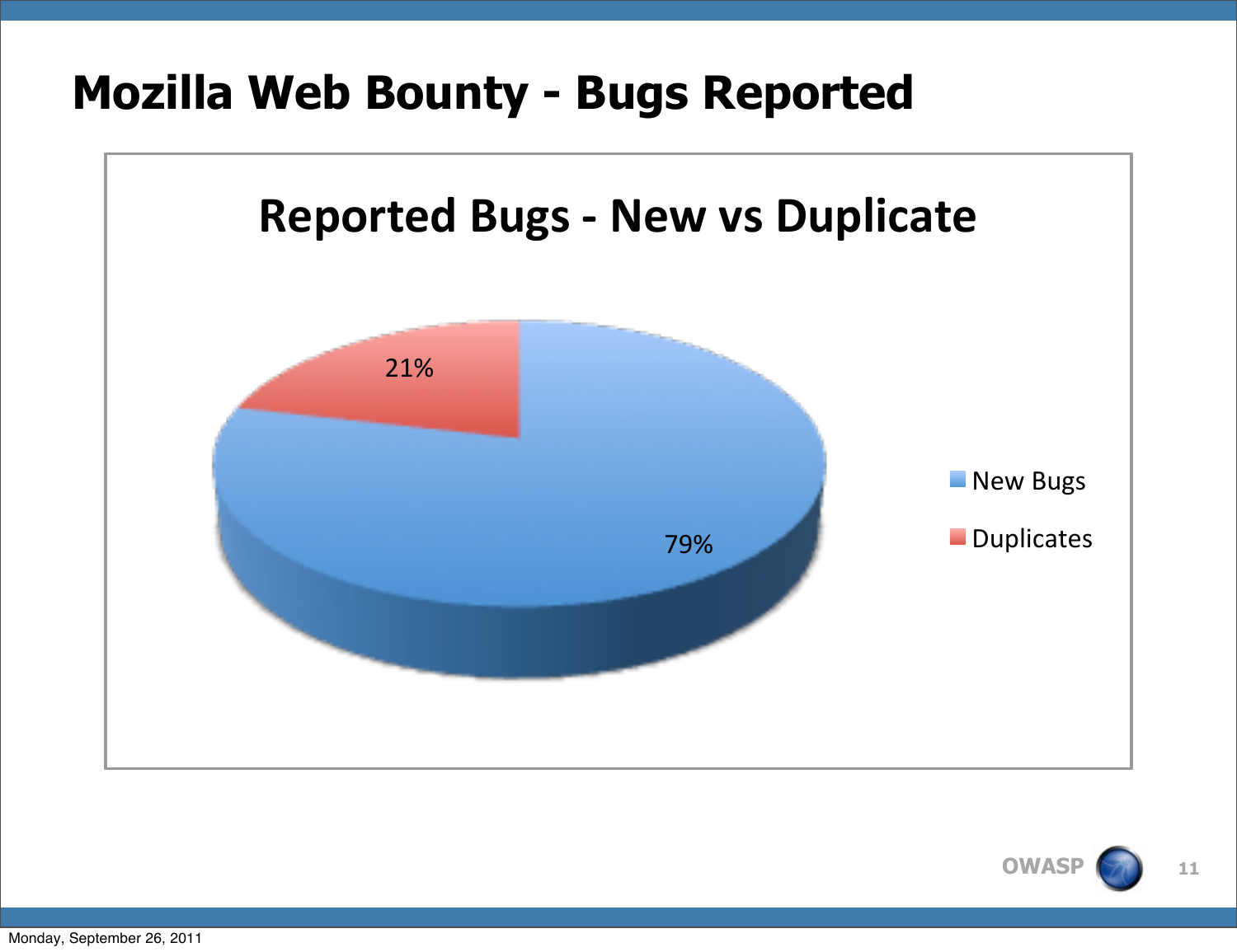# Mozilla Web Bounty - Bugs Reported

## Reported Bugs - New vs Duplicate

| Category | Percentage |
| --- | --- |
| New Bugs | 79% |
| Duplicates | 21% |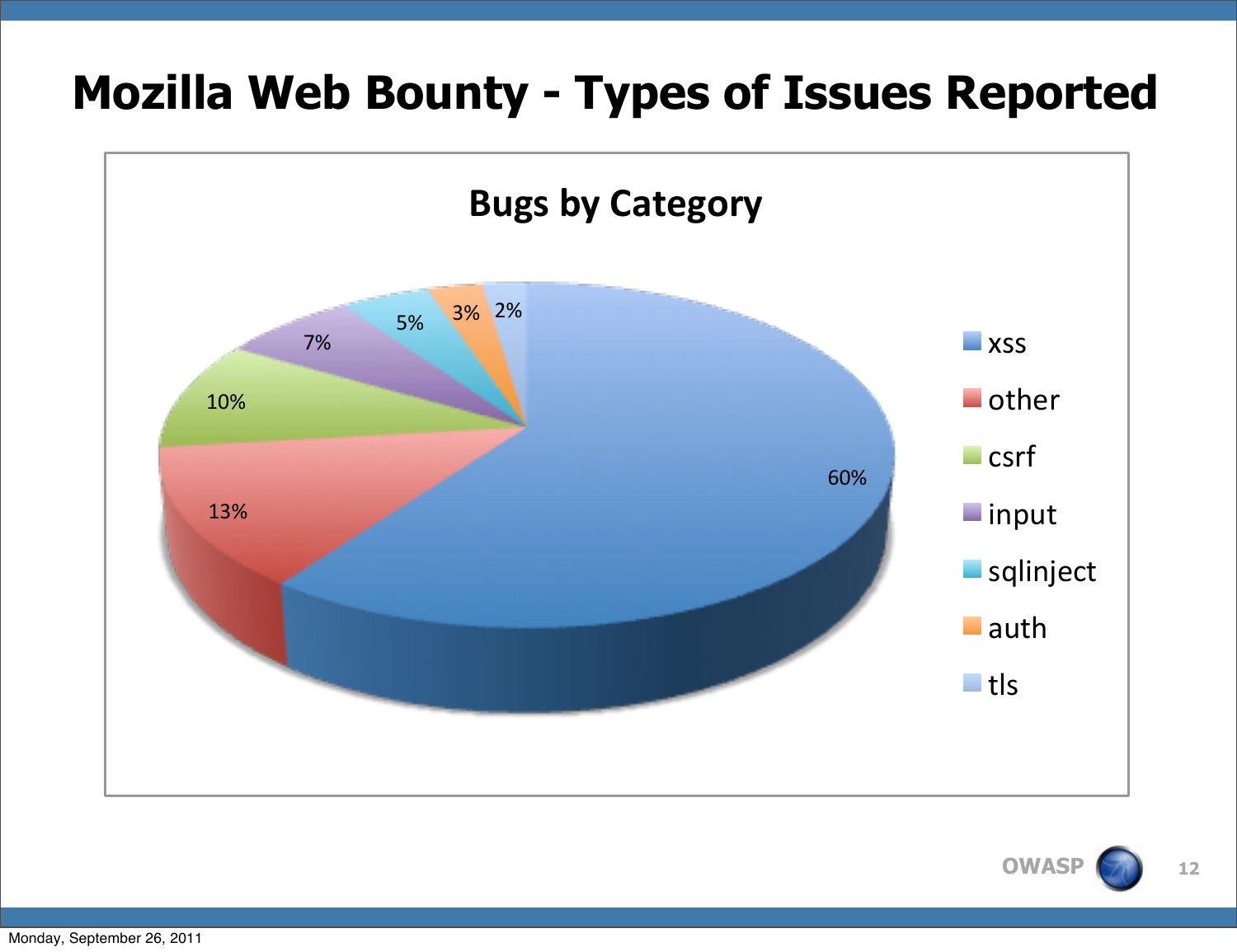# Mozilla Web Bounty - Types of Issues Reported

**Bugs by Category**

| Category | Percentage |
| --- | --- |
| xss | 60% |
| other | 13% |
| csrf | 10% |
| input | 7% |
| sqlinject | 5% |
| auth | 3% |
| tls | 2% |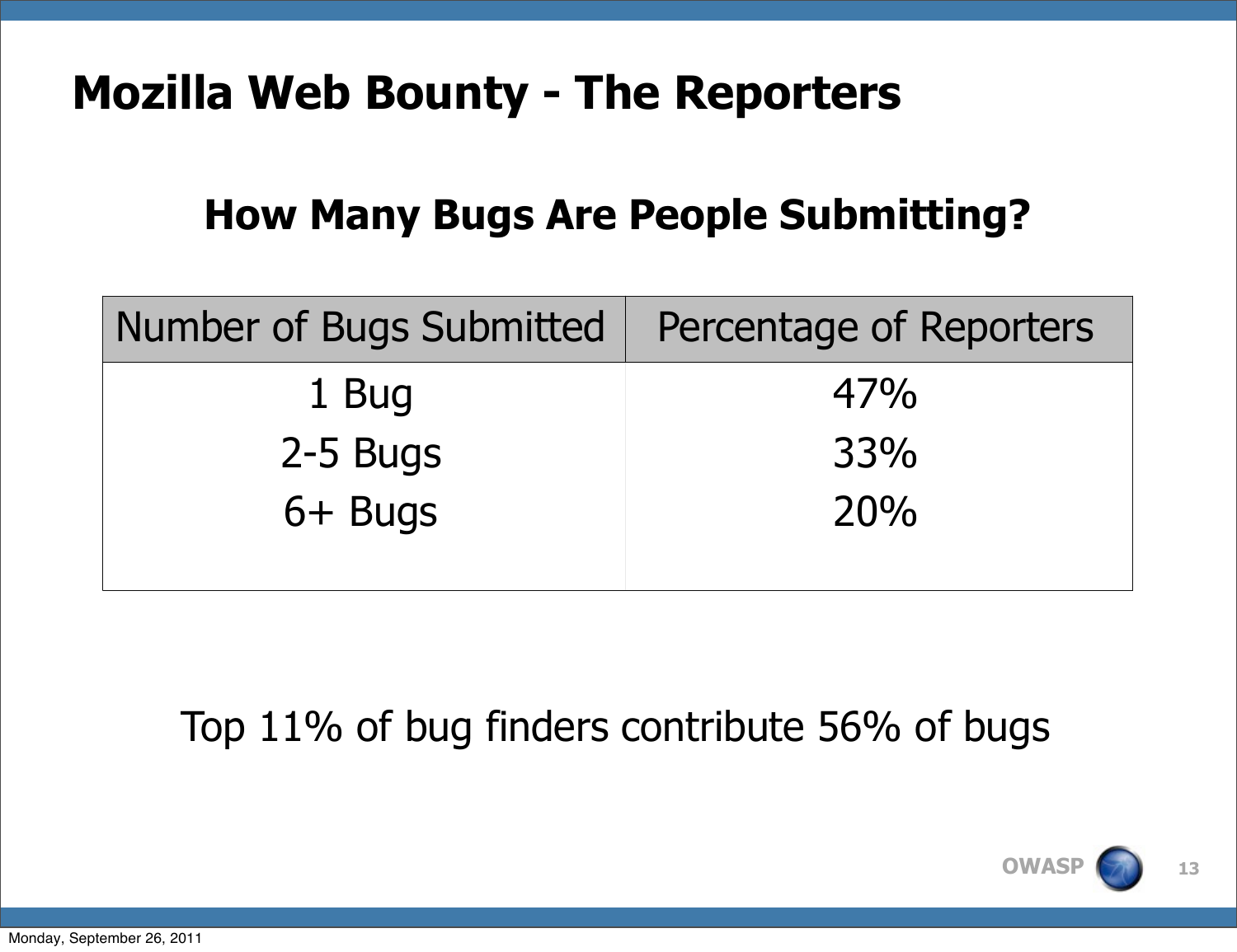# Mozilla Web Bounty - The Reporters

## How Many Bugs Are People Submitting?

| Number of Bugs Submitted | Percentage of Reporters |
| --- | --- |
| 1 Bug | 47% |
| 2-5 Bugs | 33% |
| 6+ Bugs | 20% |

Top 11% of bug finders contribute 56% of bugs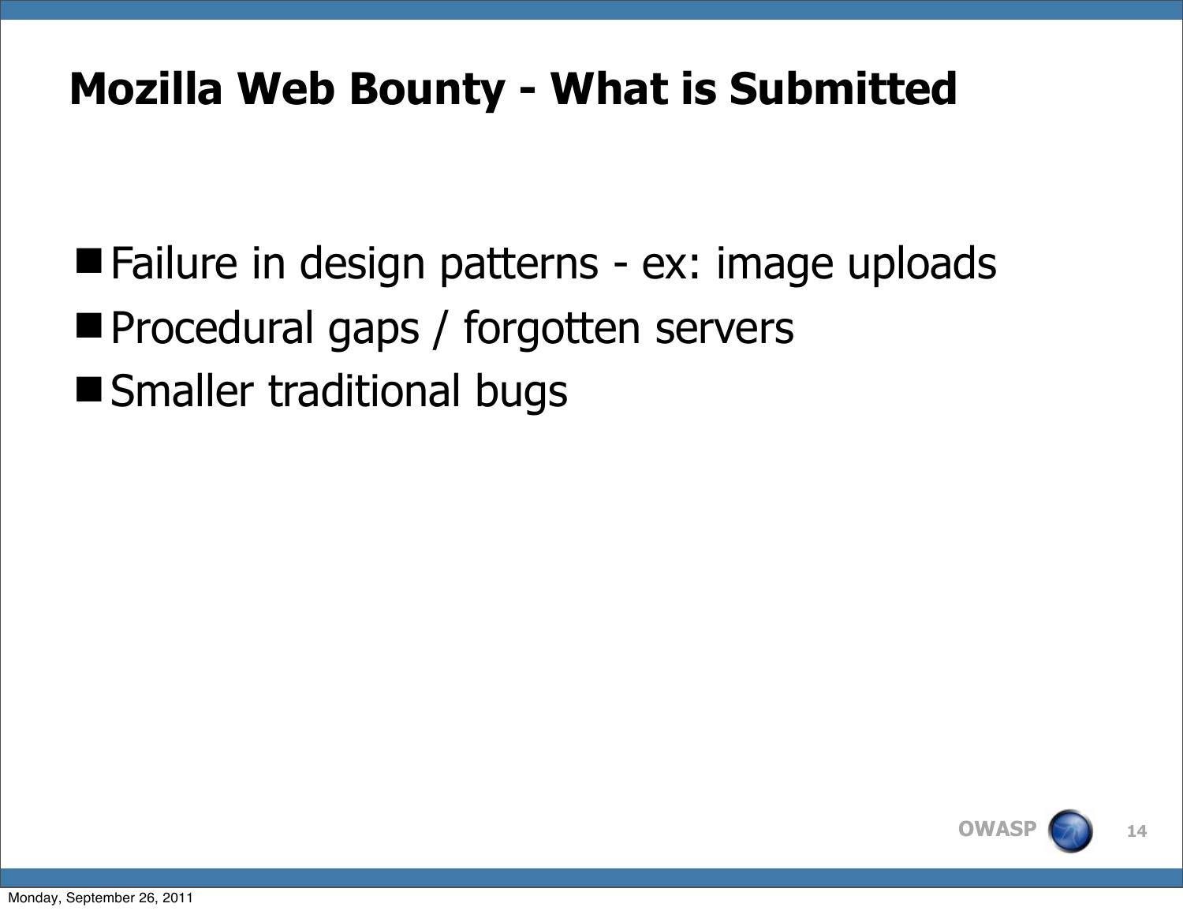# Mozilla Web Bounty - What is Submitted

- Failure in design patterns - ex: image uploads
- Procedural gaps / forgotten servers
- Smaller traditional bugs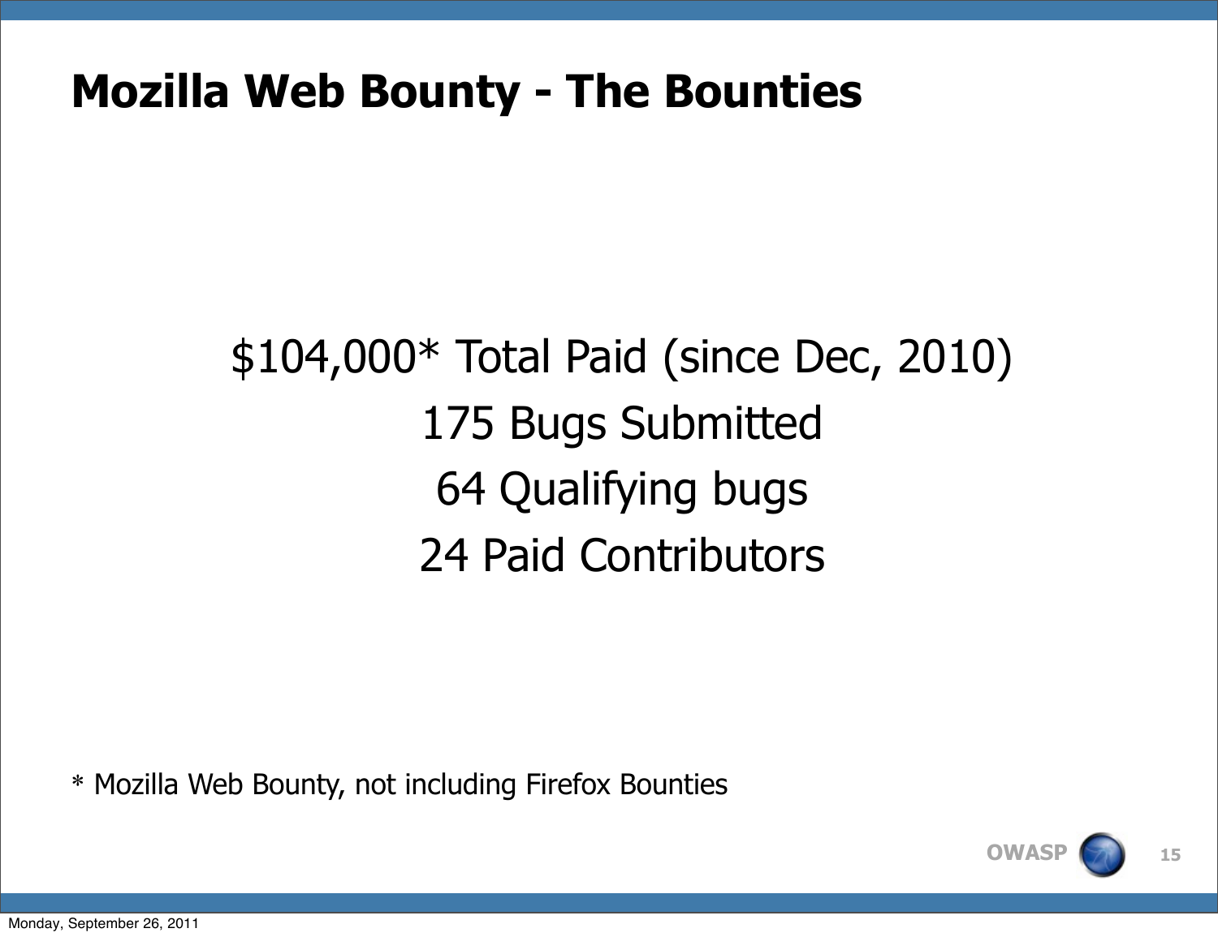# Mozilla Web Bounty - The Bounties

$104,000* Total Paid (since Dec, 2010)

175 Bugs Submitted

64 Qualifying bugs

24 Paid Contributors

* Mozilla Web Bounty, not including Firefox Bounties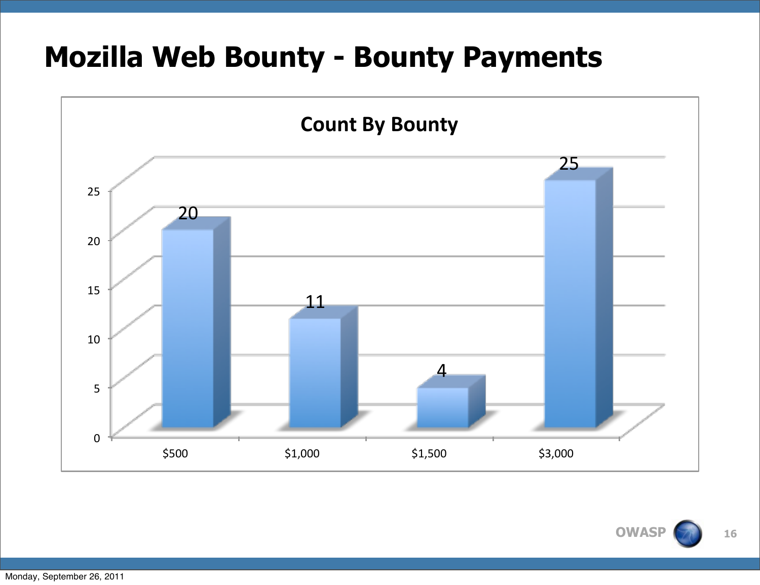# Mozilla Web Bounty - Bounty Payments

**Count By Bounty**

| Bounty | Count |
|---|---|
| $500 | 20 |
| $1,000 | 11 |
| $1,500 | 4 |
| $3,000 | 25 |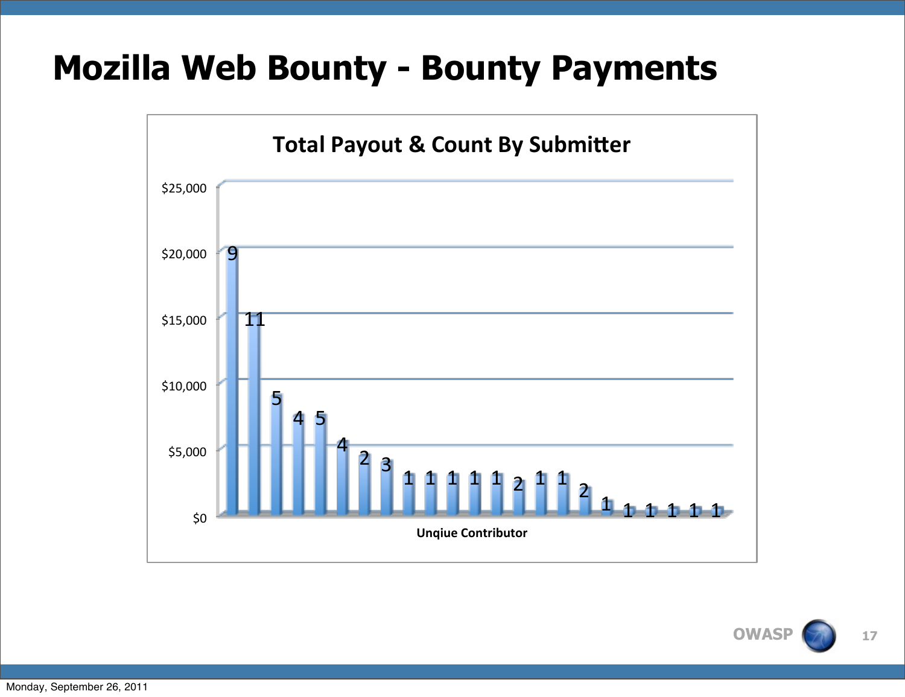# Mozilla Web Bounty - Bounty Payments

**Total Payout & Count By Submitter**

$25,000
$20,000
$15,000
$10,000
$5,000
$0

9 11 5 4 5 4 2 3 1 1 1 1 1 2 1 1 2 1 1 1 1 1 1

**Unqiue Contributor**

Monday, September 26, 2011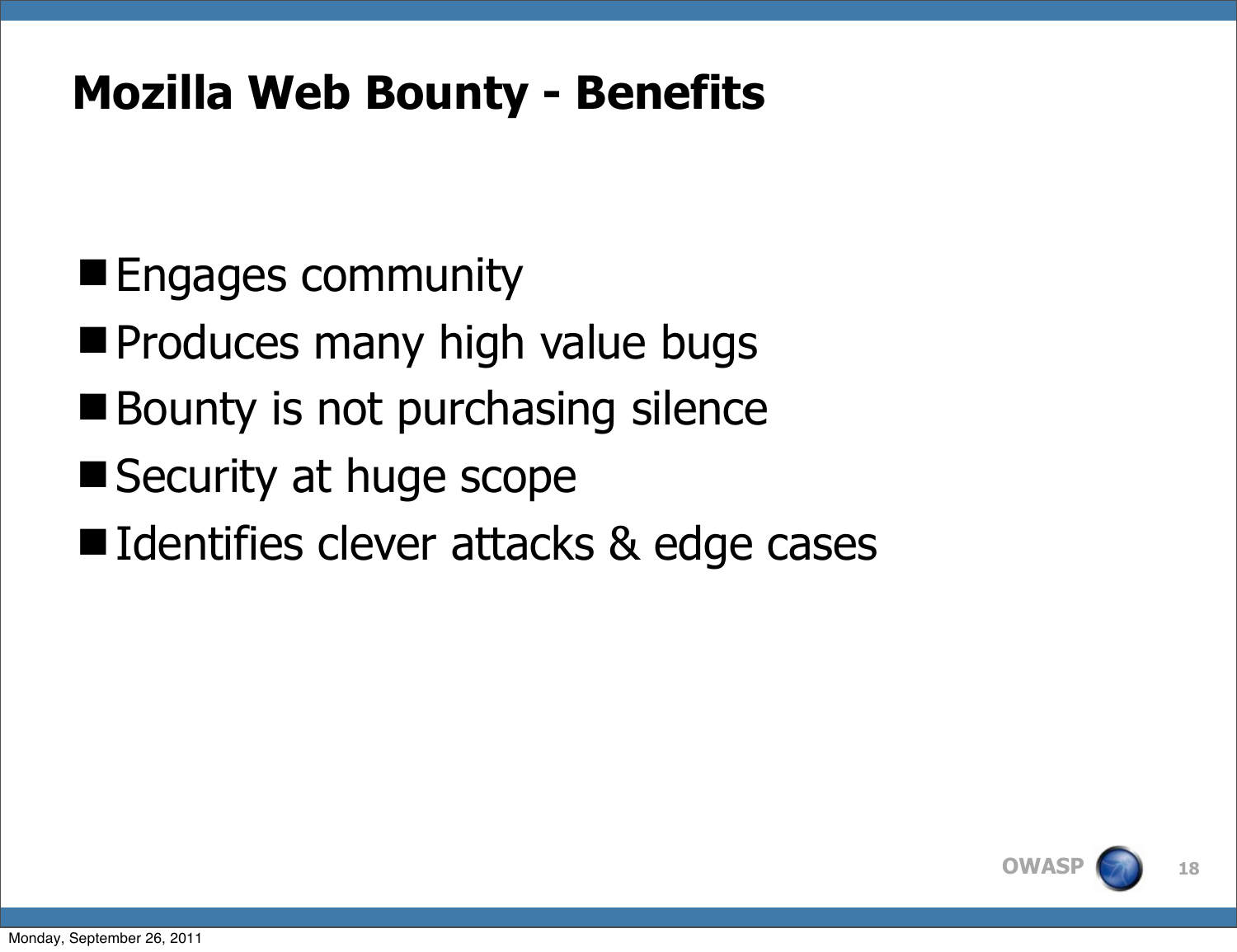# Mozilla Web Bounty - Benefits

- Engages community
- Produces many high value bugs
- Bounty is not purchasing silence
- Security at huge scope
- Identifies clever attacks & edge cases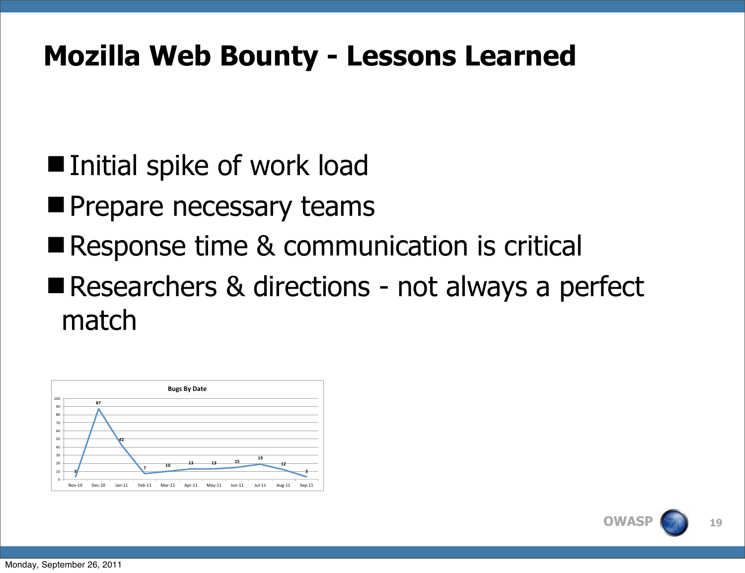# Mozilla Web Bounty - Lessons Learned

- Initial spike of work load
- Prepare necessary teams
- Response time & communication is critical
- Researchers & directions - not always a perfect match

**Bugs By Date**

| Nov-10 | Dec-10 | Jan-11 | Feb-11 | Mar-11 | Apr-11 | May-11 | Jun-11 | Jul-11 | Aug-11 | Sep-11 |
|---|---|---|---|---|---|---|---|---|---|---|
| 3 | 87 | 42 | 7 | 10 | 13 | 13 | 15 | 19 | 12 | 3 |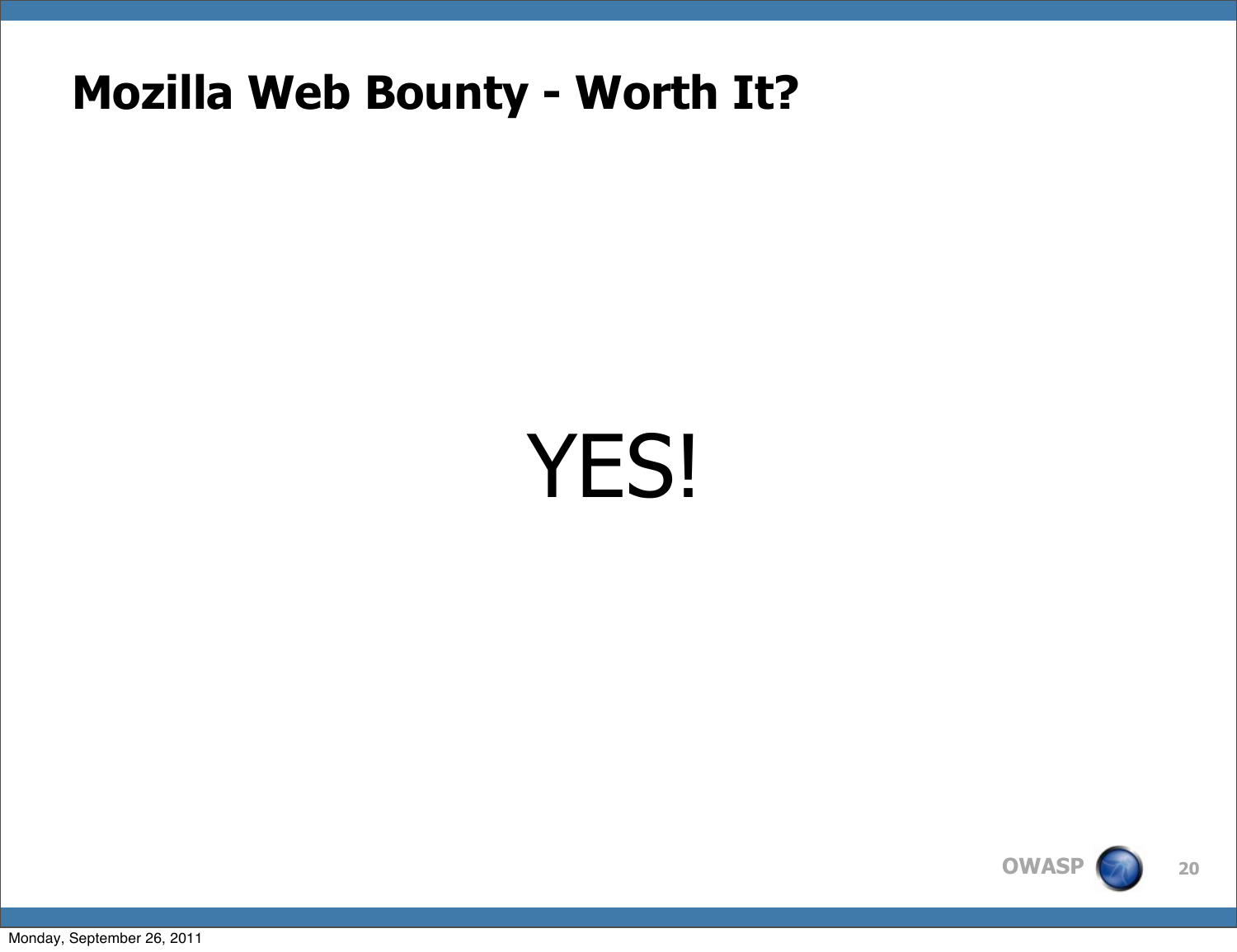# Mozilla Web Bounty - Worth It?

YES!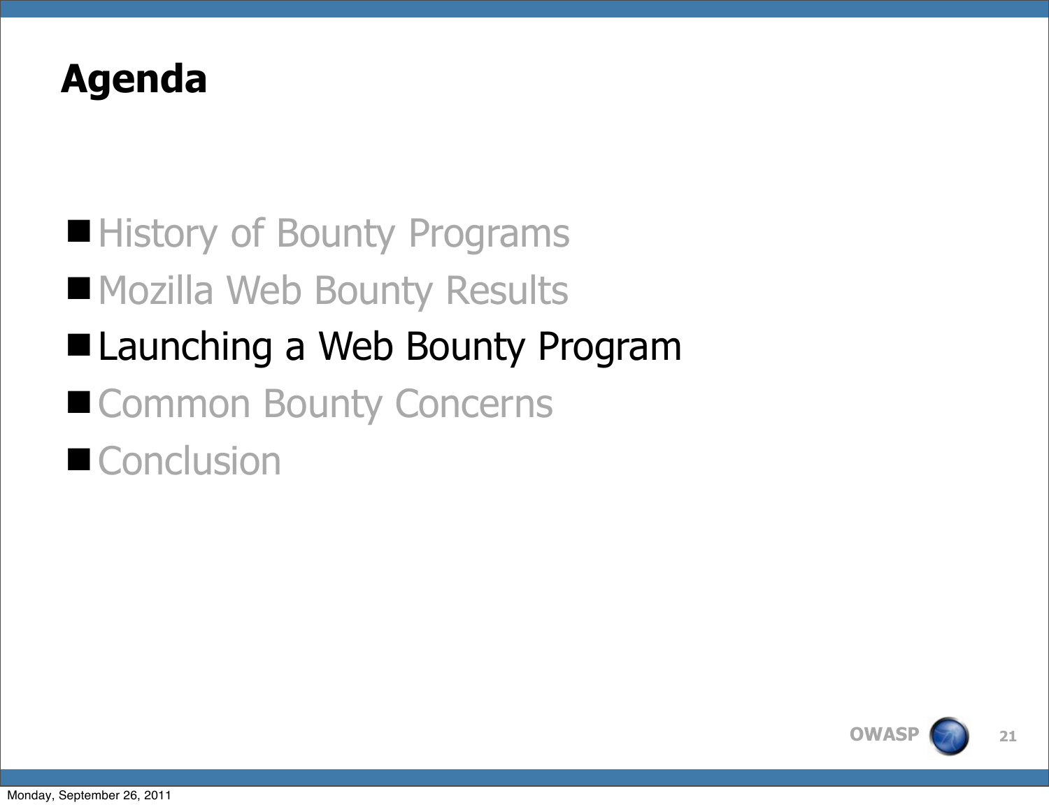# Agenda

- History of Bounty Programs
- Mozilla Web Bounty Results
- Launching a Web Bounty Program
- Common Bounty Concerns
- Conclusion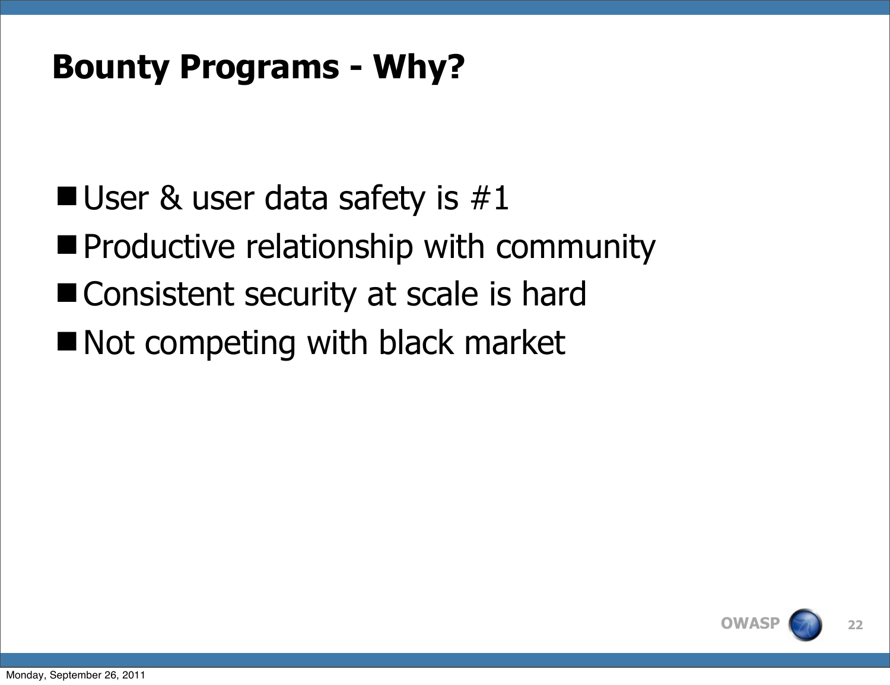# Bounty Programs - Why?

- User & user data safety is #1
- Productive relationship with community
- Consistent security at scale is hard
- Not competing with black market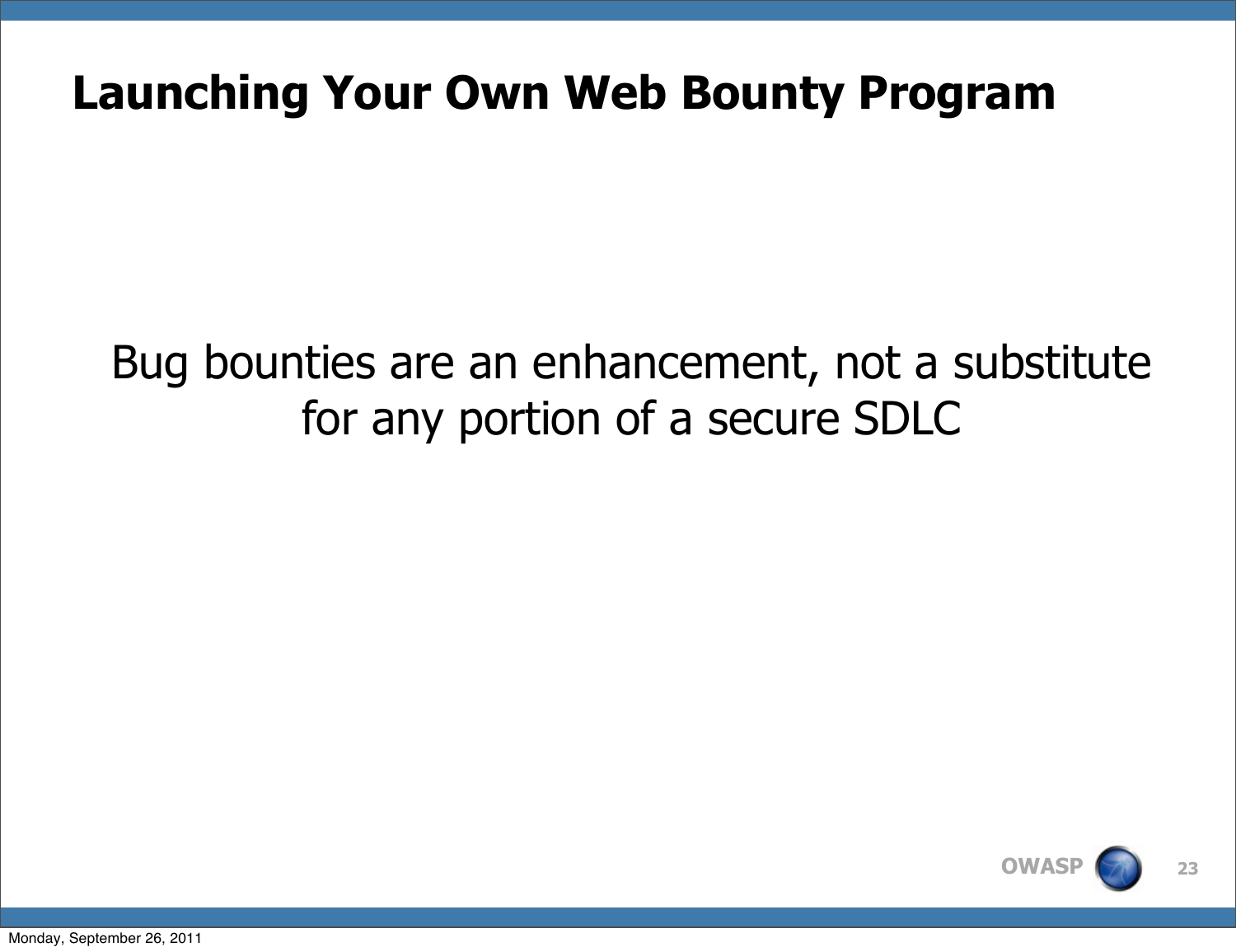# Launching Your Own Web Bounty Program

Bug bounties are an enhancement, not a substitute for any portion of a secure SDLC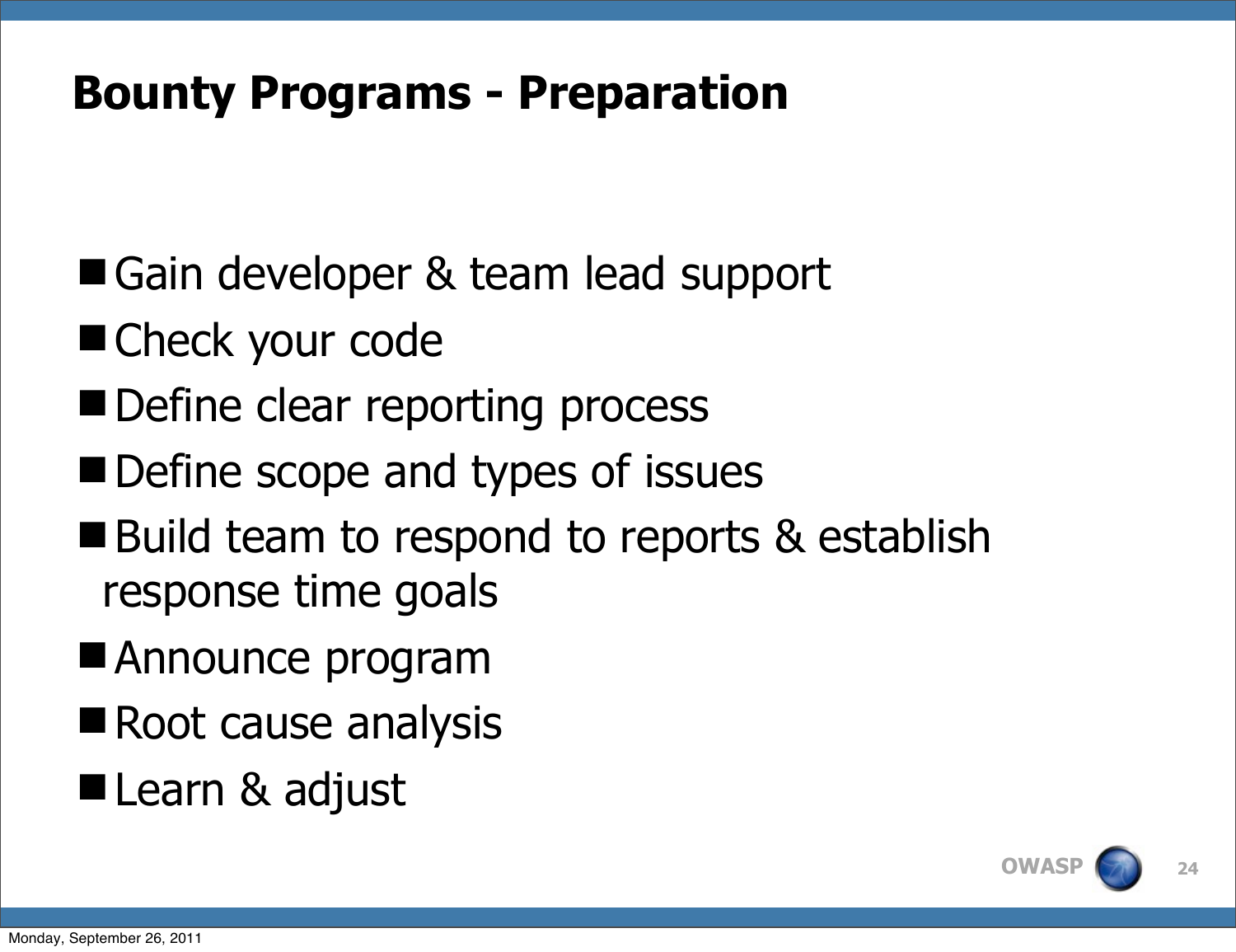# Bounty Programs - Preparation

- Gain developer & team lead support
- Check your code
- Define clear reporting process
- Define scope and types of issues
- Build team to respond to reports & establish response time goals
- Announce program
- Root cause analysis
- Learn & adjust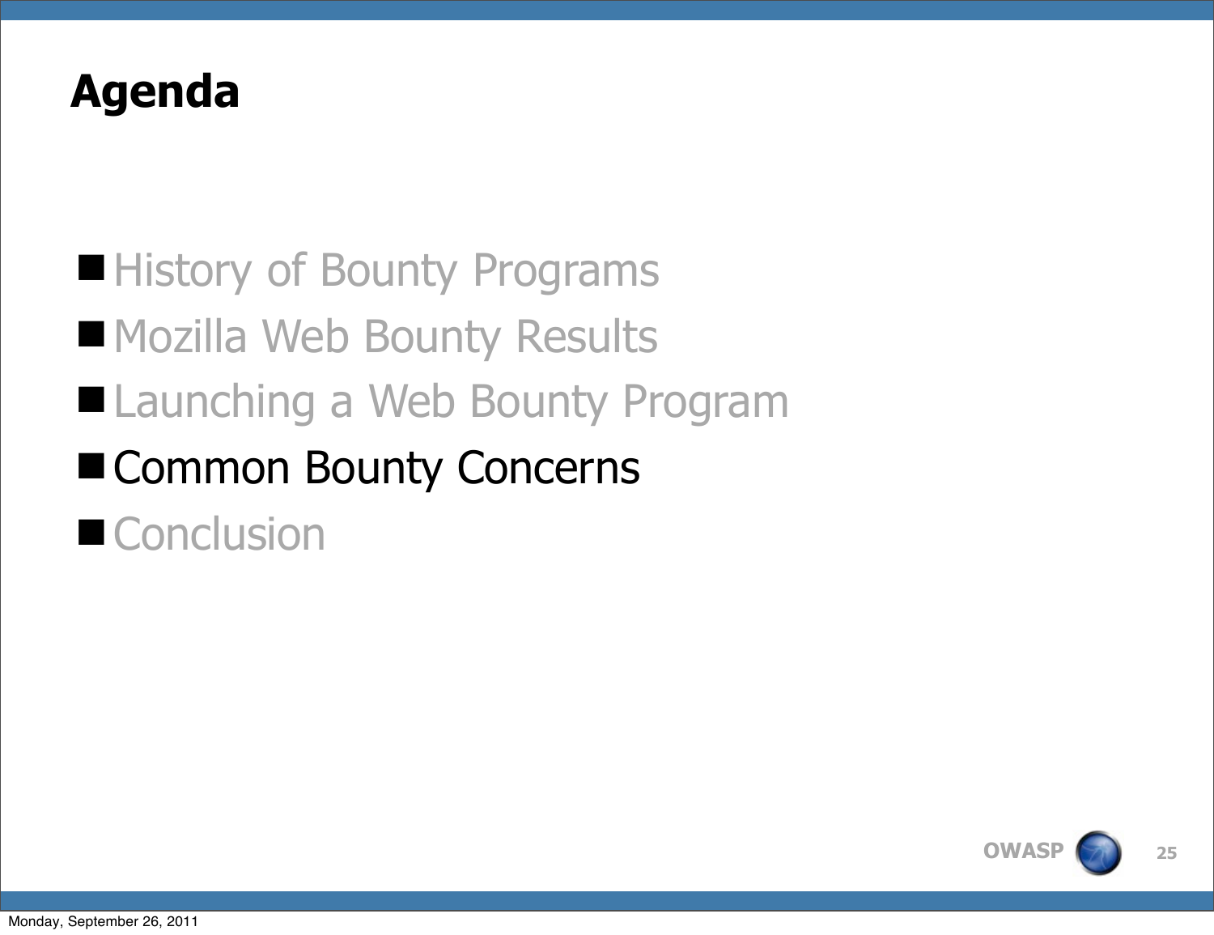# Agenda

- History of Bounty Programs
- Mozilla Web Bounty Results
- Launching a Web Bounty Program
- Common Bounty Concerns
- Conclusion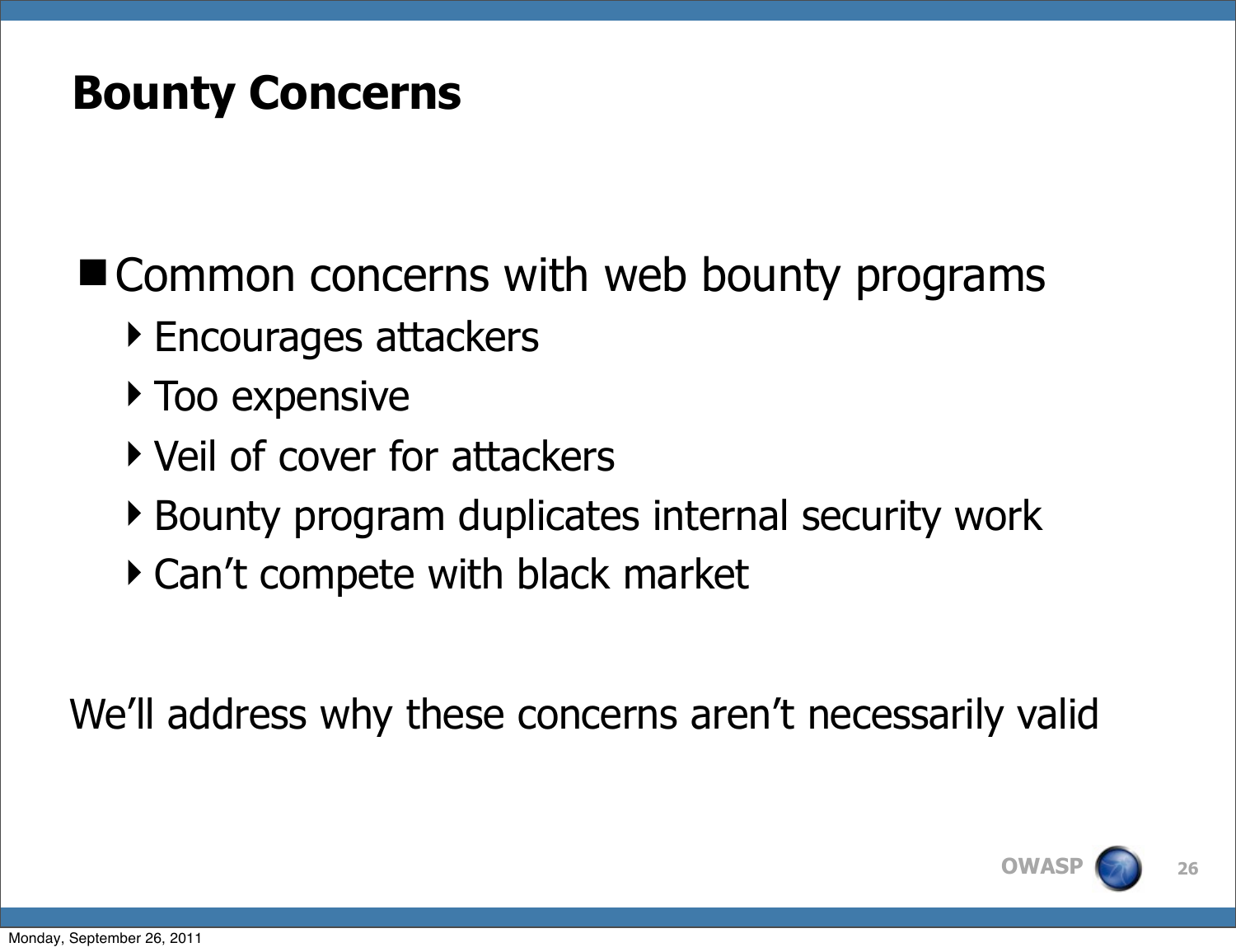# Bounty Concerns

- Common concerns with web bounty programs
  - Encourages attackers
  - Too expensive
  - Veil of cover for attackers
  - Bounty program duplicates internal security work
  - Can't compete with black market

We'll address why these concerns aren't necessarily valid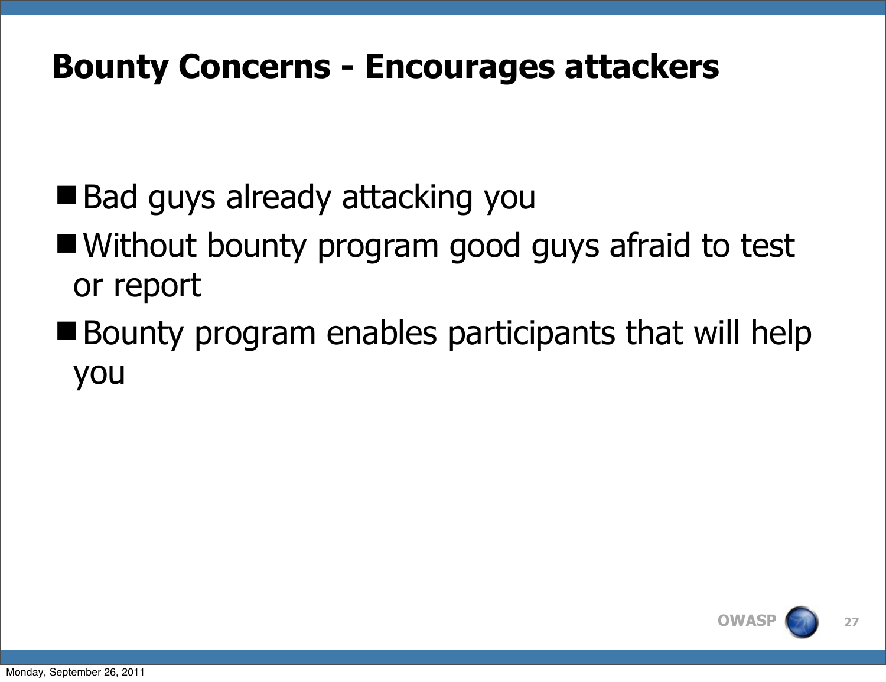# Bounty Concerns - Encourages attackers

- Bad guys already attacking you
- Without bounty program good guys afraid to test or report
- Bounty program enables participants that will help you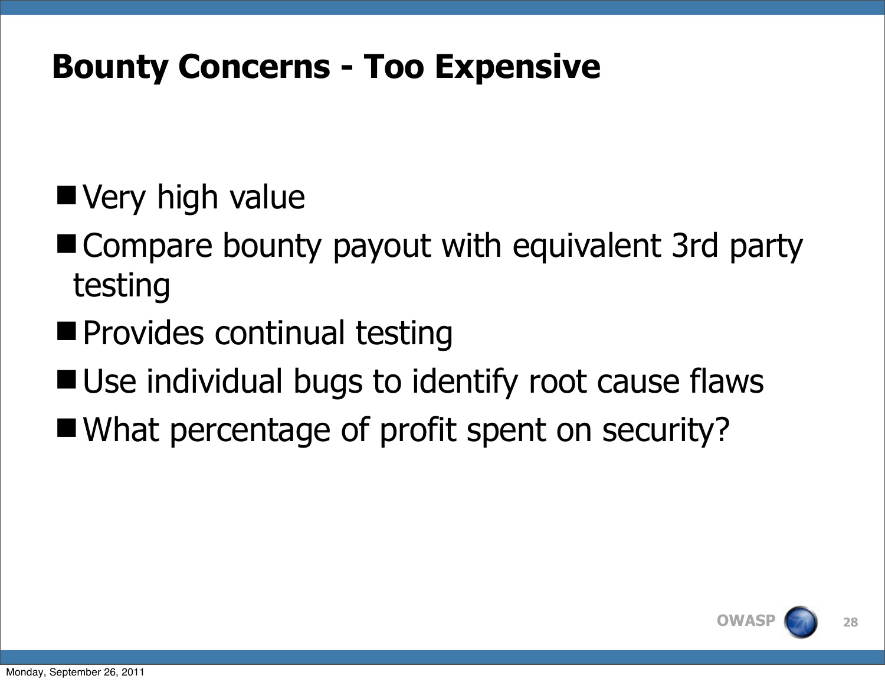# Bounty Concerns - Too Expensive

- Very high value
- Compare bounty payout with equivalent 3rd party testing
- Provides continual testing
- Use individual bugs to identify root cause flaws
- What percentage of profit spent on security?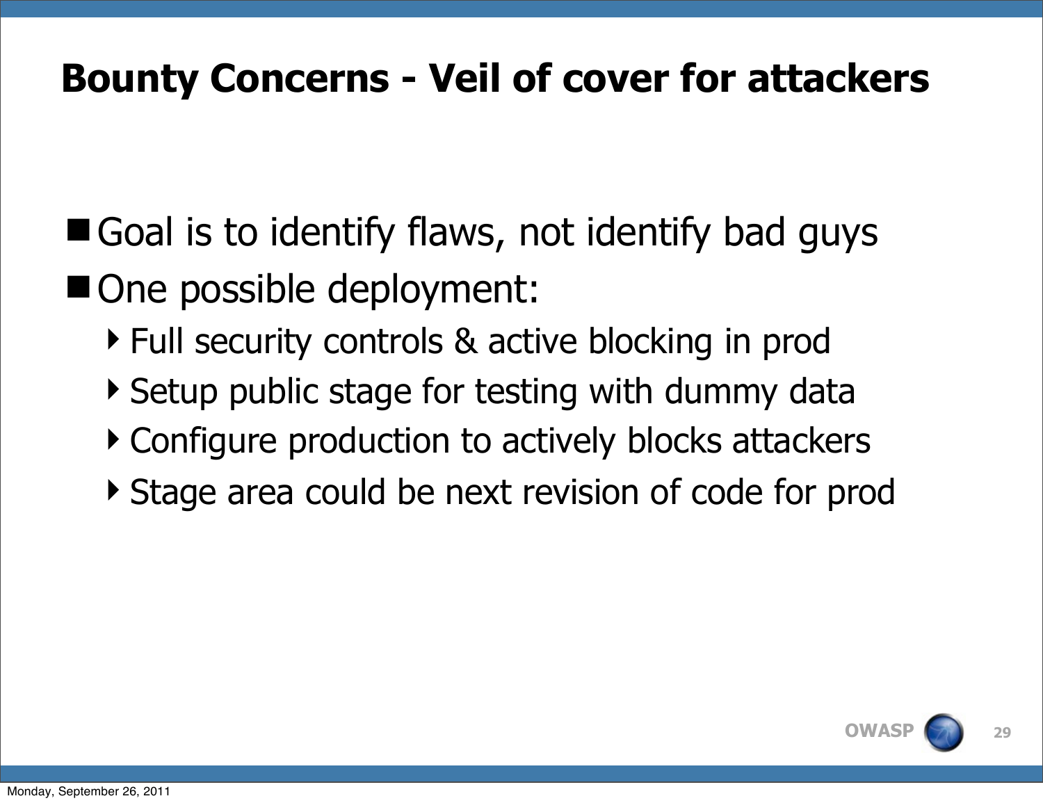# Bounty Concerns - Veil of cover for attackers

- Goal is to identify flaws, not identify bad guys
- One possible deployment:
  - Full security controls & active blocking in prod
  - Setup public stage for testing with dummy data
  - Configure production to actively blocks attackers
  - Stage area could be next revision of code for prod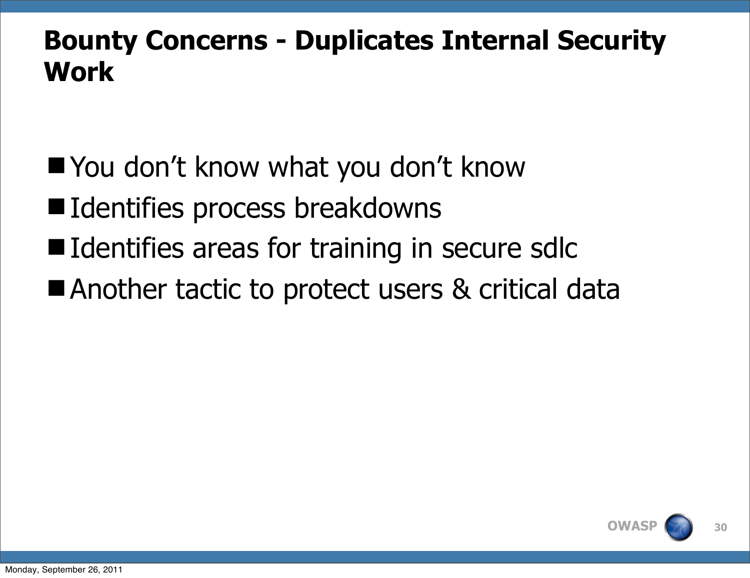# Bounty Concerns - Duplicates Internal Security Work

- You don't know what you don't know
- Identifies process breakdowns
- Identifies areas for training in secure sdlc
- Another tactic to protect users & critical data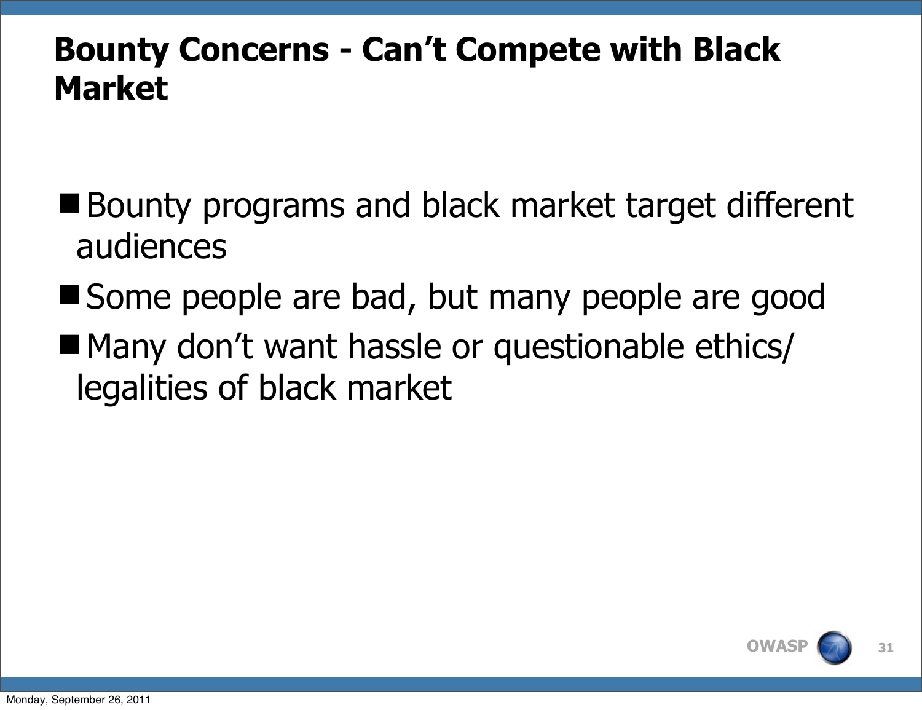# Bounty Concerns - Can't Compete with Black Market

- Bounty programs and black market target different audiences
- Some people are bad, but many people are good
- Many don't want hassle or questionable ethics/ legalities of black market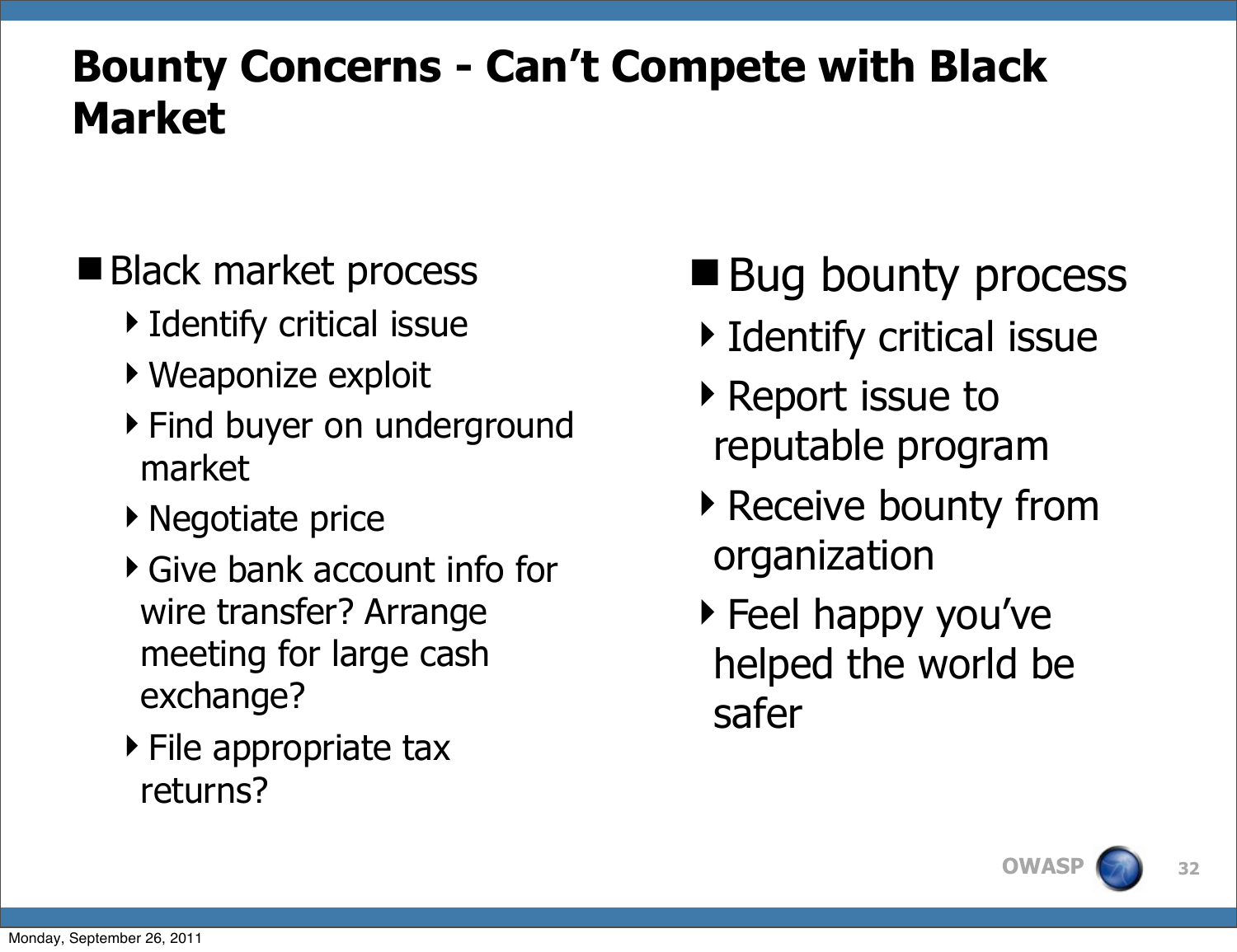# Bounty Concerns - Can't Compete with Black Market

- Black market process
  - Identify critical issue
  - Weaponize exploit
  - Find buyer on underground market
  - Negotiate price
  - Give bank account info for wire transfer? Arrange meeting for large cash exchange?
  - File appropriate tax returns?

- Bug bounty process
  - Identify critical issue
  - Report issue to reputable program
  - Receive bounty from organization
  - Feel happy you've helped the world be safer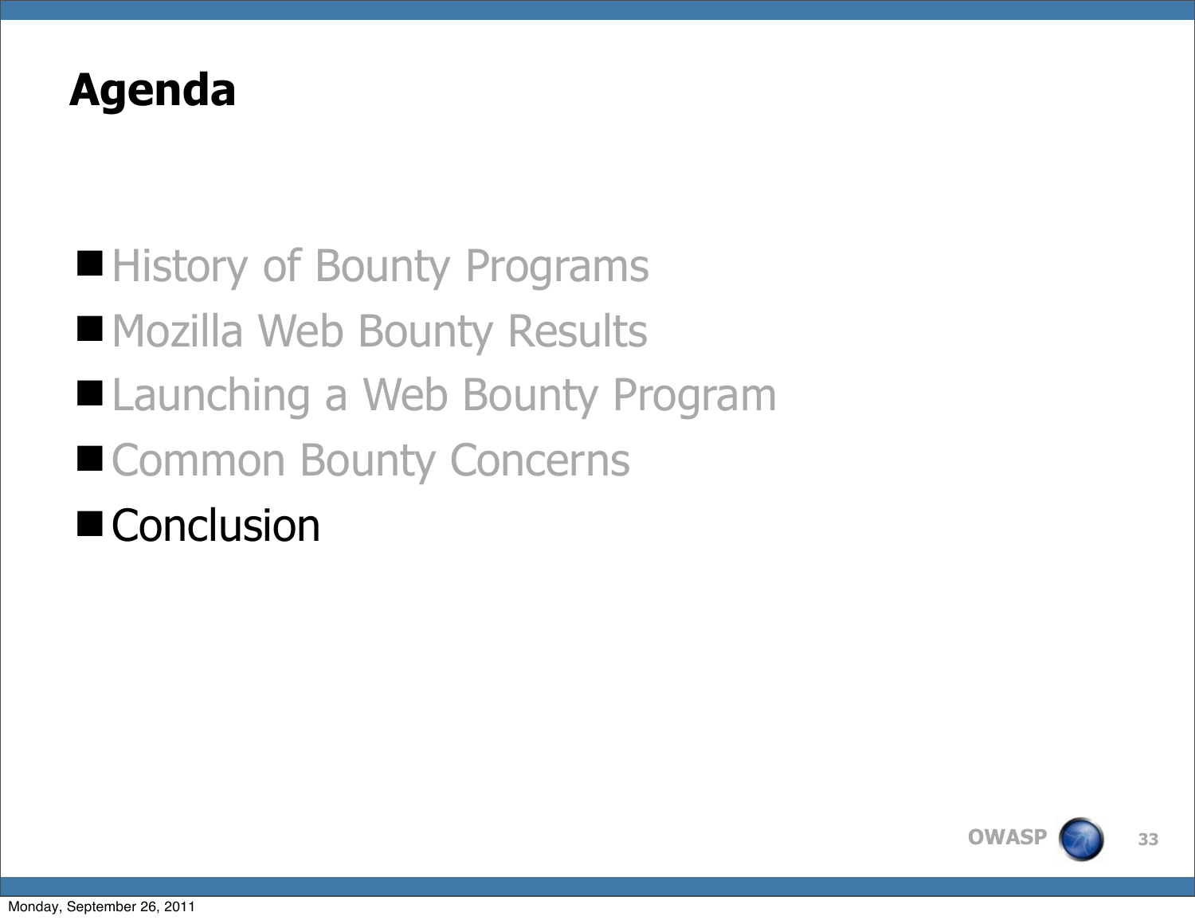# Agenda

- History of Bounty Programs
- Mozilla Web Bounty Results
- Launching a Web Bounty Program
- Common Bounty Concerns
- Conclusion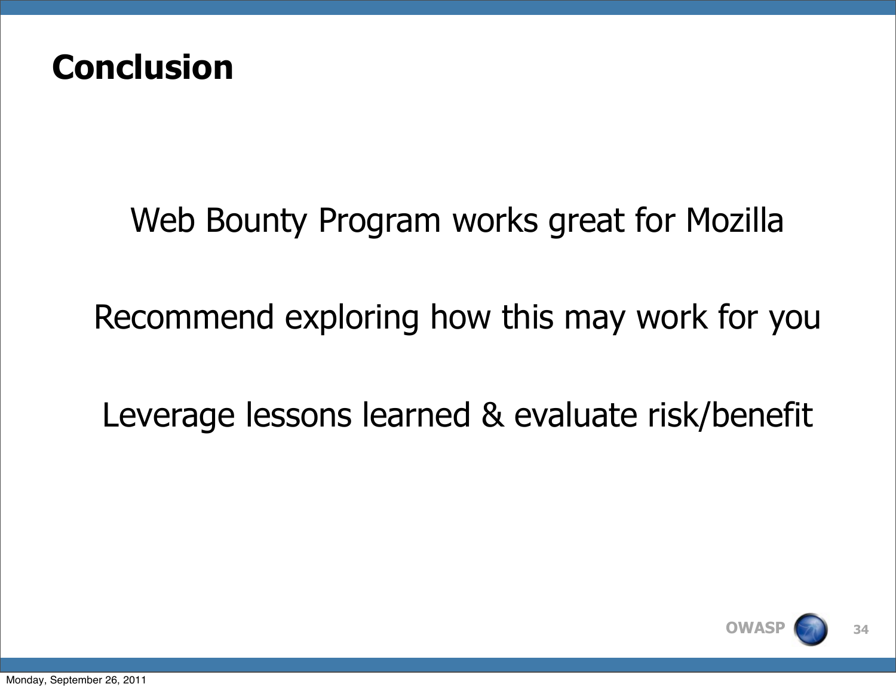# Conclusion

Web Bounty Program works great for Mozilla

Recommend exploring how this may work for you

Leverage lessons learned & evaluate risk/benefit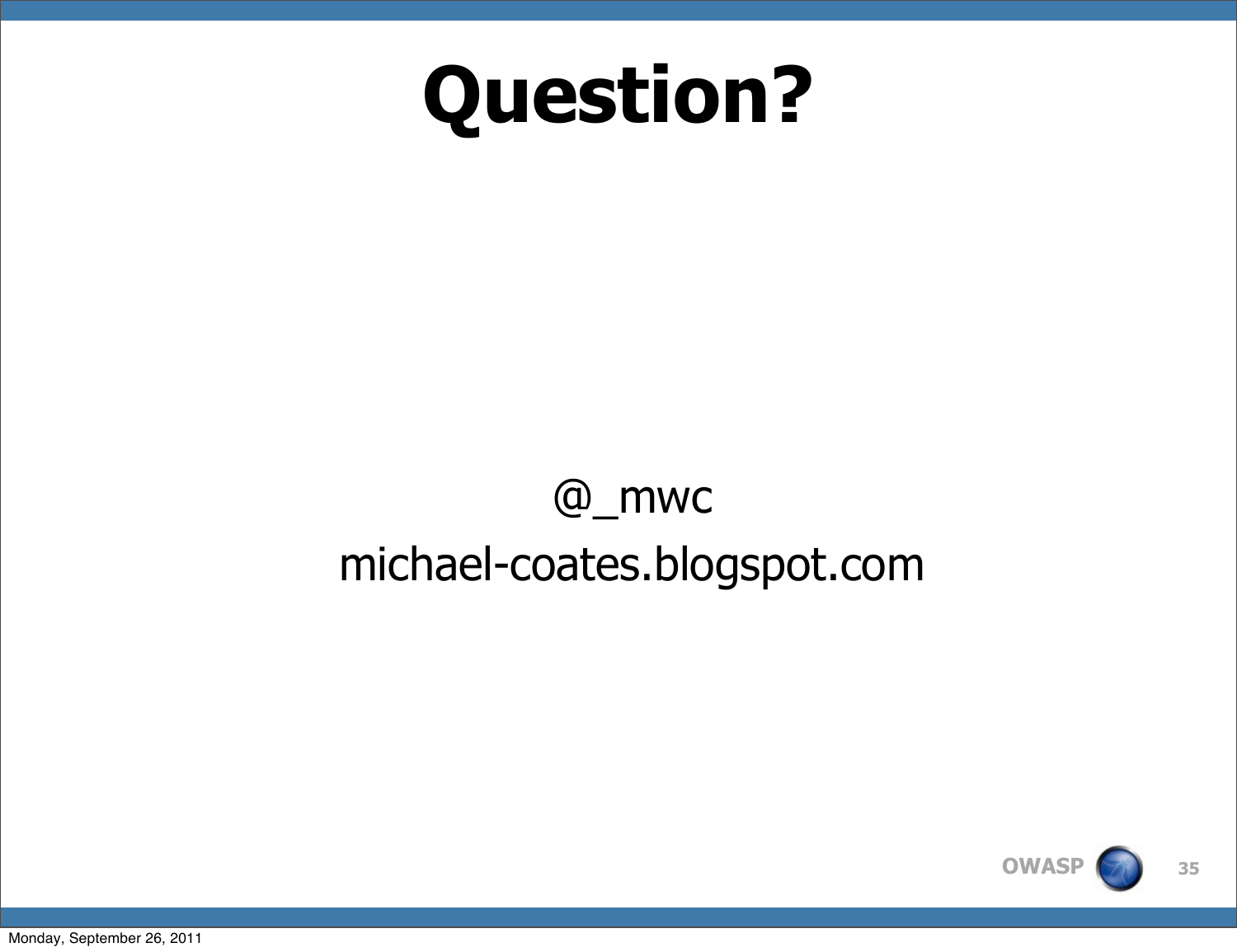# Question?

@_mwc

michael-coates.blogspot.com